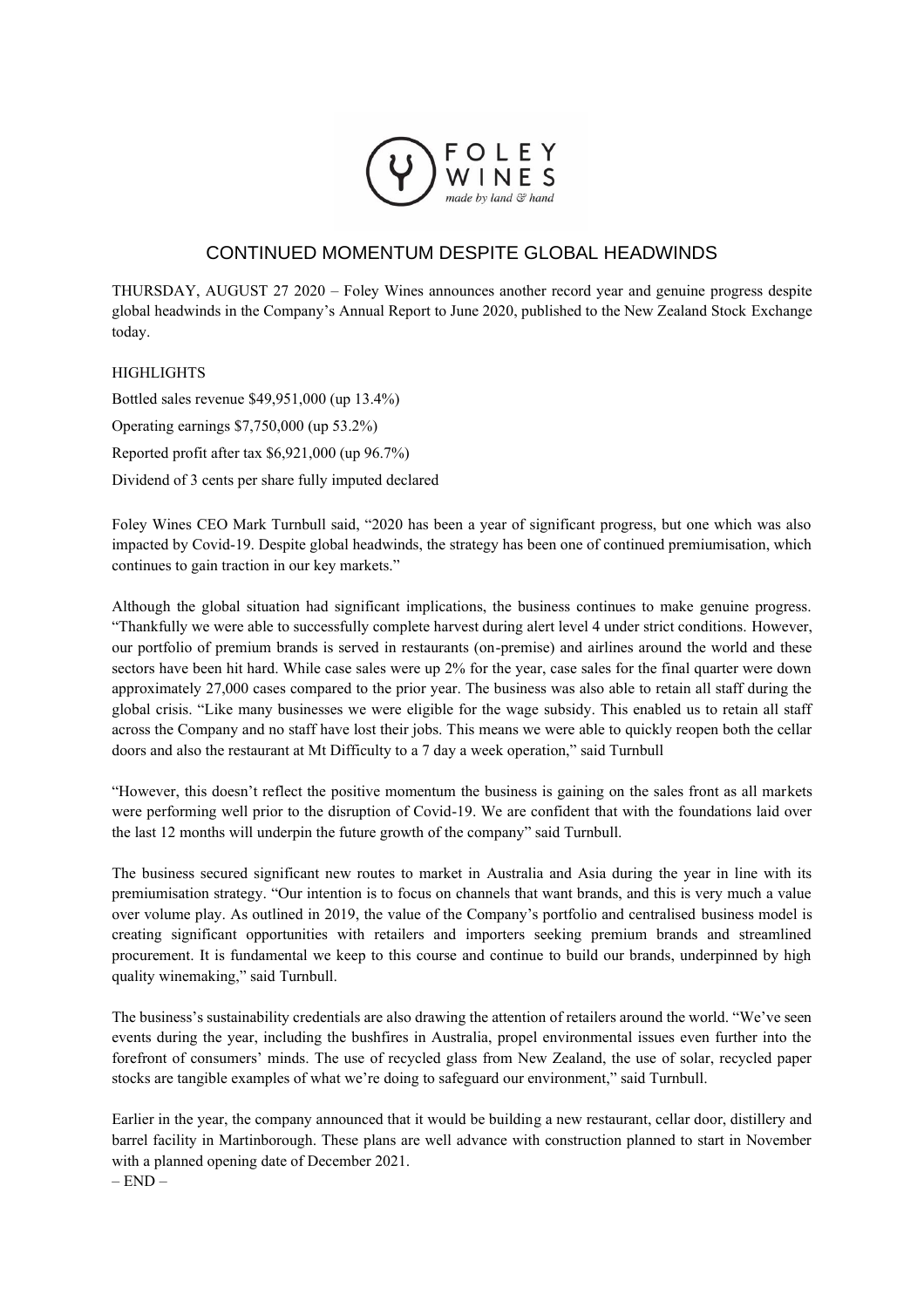FOLEY WINES

*made by land & hand*

# CONTINUED MOMENTUM DESPITE GLOBAL HEADWINDS

THURSDAY, AUGUST 27 2020 – Foley Wines announces another record year and genuine progress despite global headwinds in the Company's Annual Report to June 2020, published to the New Zealand Stock Exchange today.

HIGHLIGHTS

Bottled sales revenue $49,951,000 (up 13.4%)

Operating earnings $7,750,000 (up 53.2%)

Reported profit after tax $6,921,000 (up 96.7%)

Dividend of 3 cents per share fully imputed declared

Foley Wines CEO Mark Turnbull said, "2020 has been a year of significant progress, but one which was also impacted by Covid-19. Despite global headwinds, the strategy has been one of continued premiumisation, which continues to gain traction in our key markets."

Although the global situation had significant implications, the business continues to make genuine progress. "Thankfully we were able to successfully complete harvest during alert level 4 under strict conditions. However, our portfolio of premium brands is served in restaurants (on-premise) and airlines around the world and these sectors have been hit hard. While case sales were up 2% for the year, case sales for the final quarter were down approximately 27,000 cases compared to the prior year. The business was also able to retain all staff during the global crisis. "Like many businesses we were eligible for the wage subsidy. This enabled us to retain all staff across the Company and no staff have lost their jobs. This means we were able to quickly reopen both the cellar doors and also the restaurant at Mt Difficulty to a 7 day a week operation," said Turnbull

"However, this doesn't reflect the positive momentum the business is gaining on the sales front as all markets were performing well prior to the disruption of Covid-19. We are confident that with the foundations laid over the last 12 months will underpin the future growth of the company" said Turnbull.

The business secured significant new routes to market in Australia and Asia during the year in line with its premiumisation strategy. "Our intention is to focus on channels that want brands, and this is very much a value over volume play. As outlined in 2019, the value of the Company's portfolio and centralised business model is creating significant opportunities with retailers and importers seeking premium brands and streamlined procurement. It is fundamental we keep to this course and continue to build our brands, underpinned by high quality winemaking," said Turnbull.

The business's sustainability credentials are also drawing the attention of retailers around the world. "We've seen events during the year, including the bushfires in Australia, propel environmental issues even further into the forefront of consumers' minds. The use of recycled glass from New Zealand, the use of solar, recycled paper stocks are tangible examples of what we're doing to safeguard our environment," said Turnbull.

Earlier in the year, the company announced that it would be building a new restaurant, cellar door, distillery and barrel facility in Martinborough. These plans are well advance with construction planned to start in November with a planned opening date of December 2021.

– END –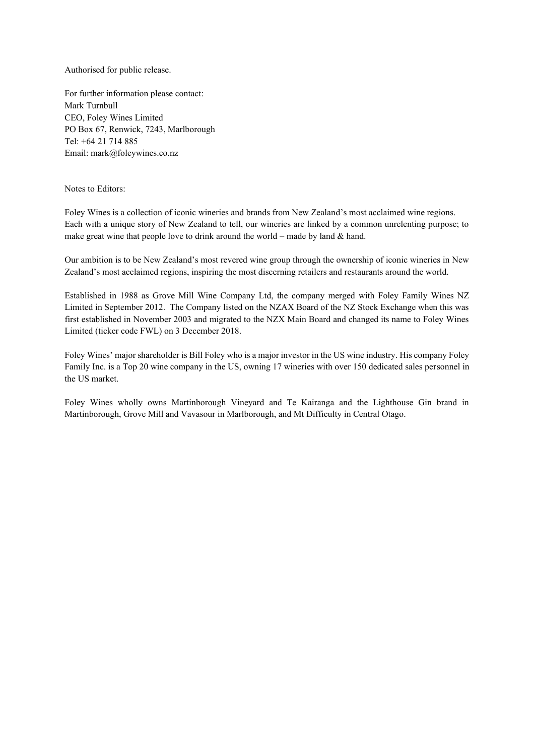Authorised for public release.

For further information please contact:
Mark Turnbull
CEO, Foley Wines Limited
PO Box 67, Renwick, 7243, Marlborough
Tel: +64 21 714 885
Email: mark@foleywines.co.nz

Notes to Editors:

Foley Wines is a collection of iconic wineries and brands from New Zealand's most acclaimed wine regions. Each with a unique story of New Zealand to tell, our wineries are linked by a common unrelenting purpose; to make great wine that people love to drink around the world – made by land & hand.

Our ambition is to be New Zealand's most revered wine group through the ownership of iconic wineries in New Zealand's most acclaimed regions, inspiring the most discerning retailers and restaurants around the world.

Established in 1988 as Grove Mill Wine Company Ltd, the company merged with Foley Family Wines NZ Limited in September 2012. The Company listed on the NZAX Board of the NZ Stock Exchange when this was first established in November 2003 and migrated to the NZX Main Board and changed its name to Foley Wines Limited (ticker code FWL) on 3 December 2018.

Foley Wines' major shareholder is Bill Foley who is a major investor in the US wine industry. His company Foley Family Inc. is a Top 20 wine company in the US, owning 17 wineries with over 150 dedicated sales personnel in the US market.

Foley Wines wholly owns Martinborough Vineyard and Te Kairanga and the Lighthouse Gin brand in Martinborough, Grove Mill and Vavasour in Marlborough, and Mt Difficulty in Central Otago.